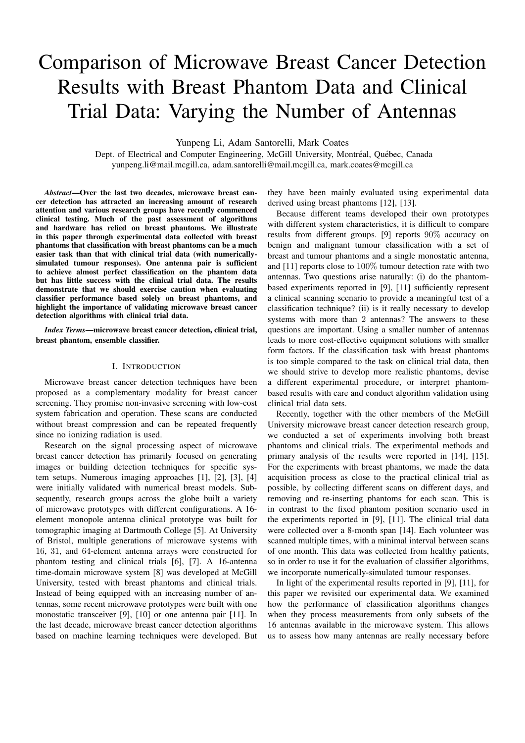# Comparison of Microwave Breast Cancer Detection Results with Breast Phantom Data and Clinical Trial Data: Varying the Number of Antennas

Yunpeng Li, Adam Santorelli, Mark Coates

Dept. of Electrical and Computer Engineering, McGill University, Montréal, Québec, Canada

yunpeng.li@mail.mcgill.ca, adam.santorelli@mail.mcgill.ca, mark.coates@mcgill.ca

***Abstract*—Over the last two decades, microwave breast cancer detection has attracted an increasing amount of research attention and various research groups have recently commenced clinical testing. Much of the past assessment of algorithms and hardware has relied on breast phantoms. We illustrate in this paper through experimental data collected with breast phantoms that classification with breast phantoms can be a much easier task than that with clinical trial data (with numerically-simulated tumour responses). One antenna pair is sufficient to achieve almost perfect classification on the phantom data but has little success with the clinical trial data. The results demonstrate that we should exercise caution when evaluating classifier performance based solely on breast phantoms, and highlight the importance of validating microwave breast cancer detection algorithms with clinical trial data.**

***Index Terms*—microwave breast cancer detection, clinical trial, breast phantom, ensemble classifier.**

## I. Introduction

Microwave breast cancer detection techniques have been proposed as a complementary modality for breast cancer screening. They promise non-invasive screening with low-cost system fabrication and operation. These scans are conducted without breast compression and can be repeated frequently since no ionizing radiation is used.

Research on the signal processing aspect of microwave breast cancer detection has primarily focused on generating images or building detection techniques for specific system setups. Numerous imaging approaches [1], [2], [3], [4] were initially validated with numerical breast models. Subsequently, research groups across the globe built a variety of microwave prototypes with different configurations. A 16-element monopole antenna clinical prototype was built for tomographic imaging at Dartmouth College [5]. At University of Bristol, multiple generations of microwave systems with 16, 31, and 64-element antenna arrays were constructed for phantom testing and clinical trials [6], [7]. A 16-antenna time-domain microwave system [8] was developed at McGill University, tested with breast phantoms and clinical trials. Instead of being equipped with an increasing number of antennas, some recent microwave prototypes were built with one monostatic transceiver [9], [10] or one antenna pair [11]. In the last decade, microwave breast cancer detection algorithms based on machine learning techniques were developed. But they have been mainly evaluated using experimental data derived using breast phantoms [12], [13].

Because different teams developed their own prototypes with different system characteristics, it is difficult to compare results from different groups. [9] reports 90% accuracy on benign and malignant tumour classification with a set of breast and tumour phantoms and a single monostatic antenna, and [11] reports close to 100% tumour detection rate with two antennas. Two questions arise naturally: (i) do the phantom-based experiments reported in [9], [11] sufficiently represent a clinical scanning scenario to provide a meaningful test of a classification technique? (ii) is it really necessary to develop systems with more than 2 antennas? The answers to these questions are important. Using a smaller number of antennas leads to more cost-effective equipment solutions with smaller form factors. If the classification task with breast phantoms is too simple compared to the task on clinical trial data, then we should strive to develop more realistic phantoms, devise a different experimental procedure, or interpret phantom-based results with care and conduct algorithm validation using clinical trial data sets.

Recently, together with the other members of the McGill University microwave breast cancer detection research group, we conducted a set of experiments involving both breast phantoms and clinical trials. The experimental methods and primary analysis of the results were reported in [14], [15]. For the experiments with breast phantoms, we made the data acquisition process as close to the practical clinical trial as possible, by collecting different scans on different days, and removing and re-inserting phantoms for each scan. This is in contrast to the fixed phantom position scenario used in the experiments reported in [9], [11]. The clinical trial data were collected over a 8-month span [14]. Each volunteer was scanned multiple times, with a minimal interval between scans of one month. This data was collected from healthy patients, so in order to use it for the evaluation of classifier algorithms, we incorporate numerically-simulated tumour responses.

In light of the experimental results reported in [9], [11], for this paper we revisited our experimental data. We examined how the performance of classification algorithms changes when they process measurements from only subsets of the 16 antennas available in the microwave system. This allows us to assess how many antennas are really necessary before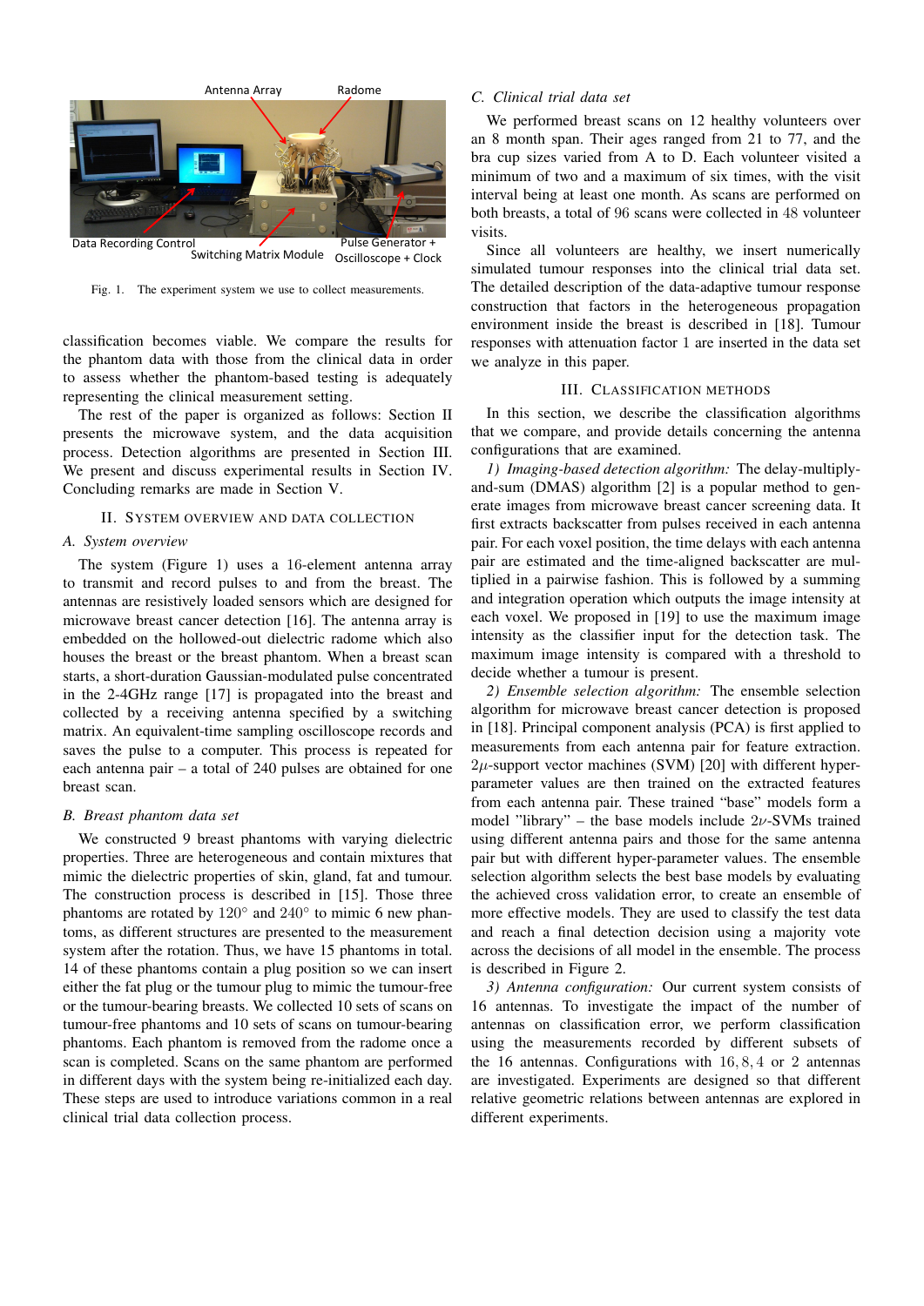Fig. 1. The experiment system we use to collect measurements.

classification becomes viable. We compare the results for the phantom data with those from the clinical data in order to assess whether the phantom-based testing is adequately representing the clinical measurement setting.

The rest of the paper is organized as follows: Section II presents the microwave system, and the data acquisition process. Detection algorithms are presented in Section III. We present and discuss experimental results in Section IV. Concluding remarks are made in Section V.

## II. System overview and data collection

### A. System overview

The system (Figure 1) uses a 16-element antenna array to transmit and record pulses to and from the breast. The antennas are resistively loaded sensors which are designed for microwave breast cancer detection [16]. The antenna array is embedded on the hollowed-out dielectric radome which also houses the breast or the breast phantom. When a breast scan starts, a short-duration Gaussian-modulated pulse concentrated in the 2-4GHz range [17] is propagated into the breast and collected by a receiving antenna specified by a switching matrix. An equivalent-time sampling oscilloscope records and saves the pulse to a computer. This process is repeated for each antenna pair – a total of 240 pulses are obtained for one breast scan.

### B. Breast phantom data set

We constructed 9 breast phantoms with varying dielectric properties. Three are heterogeneous and contain mixtures that mimic the dielectric properties of skin, gland, fat and tumour. The construction process is described in [15]. Those three phantoms are rotated by $120^\circ$ and $240^\circ$ to mimic 6 new phantoms, as different structures are presented to the measurement system after the rotation. Thus, we have 15 phantoms in total. 14 of these phantoms contain a plug position so we can insert either the fat plug or the tumour plug to mimic the tumour-free or the tumour-bearing breasts. We collected 10 sets of scans on tumour-free phantoms and 10 sets of scans on tumour-bearing phantoms. Each phantom is removed from the radome once a scan is completed. Scans on the same phantom are performed in different days with the system being re-initialized each day. These steps are used to introduce variations common in a real clinical trial data collection process.

### C. Clinical trial data set

We performed breast scans on 12 healthy volunteers over an 8 month span. Their ages ranged from 21 to 77, and the bra cup sizes varied from A to D. Each volunteer visited a minimum of two and a maximum of six times, with the visit interval being at least one month. As scans are performed on both breasts, a total of 96 scans were collected in 48 volunteer visits.

Since all volunteers are healthy, we insert numerically simulated tumour responses into the clinical trial data set. The detailed description of the data-adaptive tumour response construction that factors in the heterogeneous propagation environment inside the breast is described in [18]. Tumour responses with attenuation factor 1 are inserted in the data set we analyze in this paper.

## III. Classification methods

In this section, we describe the classification algorithms that we compare, and provide details concerning the antenna configurations that are examined.

*1) Imaging-based detection algorithm:* The delay-multiply-and-sum (DMAS) algorithm [2] is a popular method to generate images from microwave breast cancer screening data. It first extracts backscatter from pulses received in each antenna pair. For each voxel position, the time delays with each antenna pair are estimated and the time-aligned backscatter are multiplied in a pairwise fashion. This is followed by a summing and integration operation which outputs the image intensity at each voxel. We proposed in [19] to use the maximum image intensity as the classifier input for the detection task. The maximum image intensity is compared with a threshold to decide whether a tumour is present.

*2) Ensemble selection algorithm:* The ensemble selection algorithm for microwave breast cancer detection is proposed in [18]. Principal component analysis (PCA) is first applied to measurements from each antenna pair for feature extraction. $2\mu$-support vector machines (SVM) [20] with different hyper-parameter values are then trained on the extracted features from each antenna pair. These trained "base" models form a model "library" – the base models include $2\nu$-SVMs trained using different antenna pairs and those for the same antenna pair but with different hyper-parameter values. The ensemble selection algorithm selects the best base models by evaluating the achieved cross validation error, to create an ensemble of more effective models. They are used to classify the test data and reach a final detection decision using a majority vote across the decisions of all model in the ensemble. The process is described in Figure 2.

*3) Antenna configuration:* Our current system consists of 16 antennas. To investigate the impact of the number of antennas on classification error, we perform classification using the measurements recorded by different subsets of the 16 antennas. Configurations with $16, 8, 4$ or $2$ antennas are investigated. Experiments are designed so that different relative geometric relations between antennas are explored in different experiments.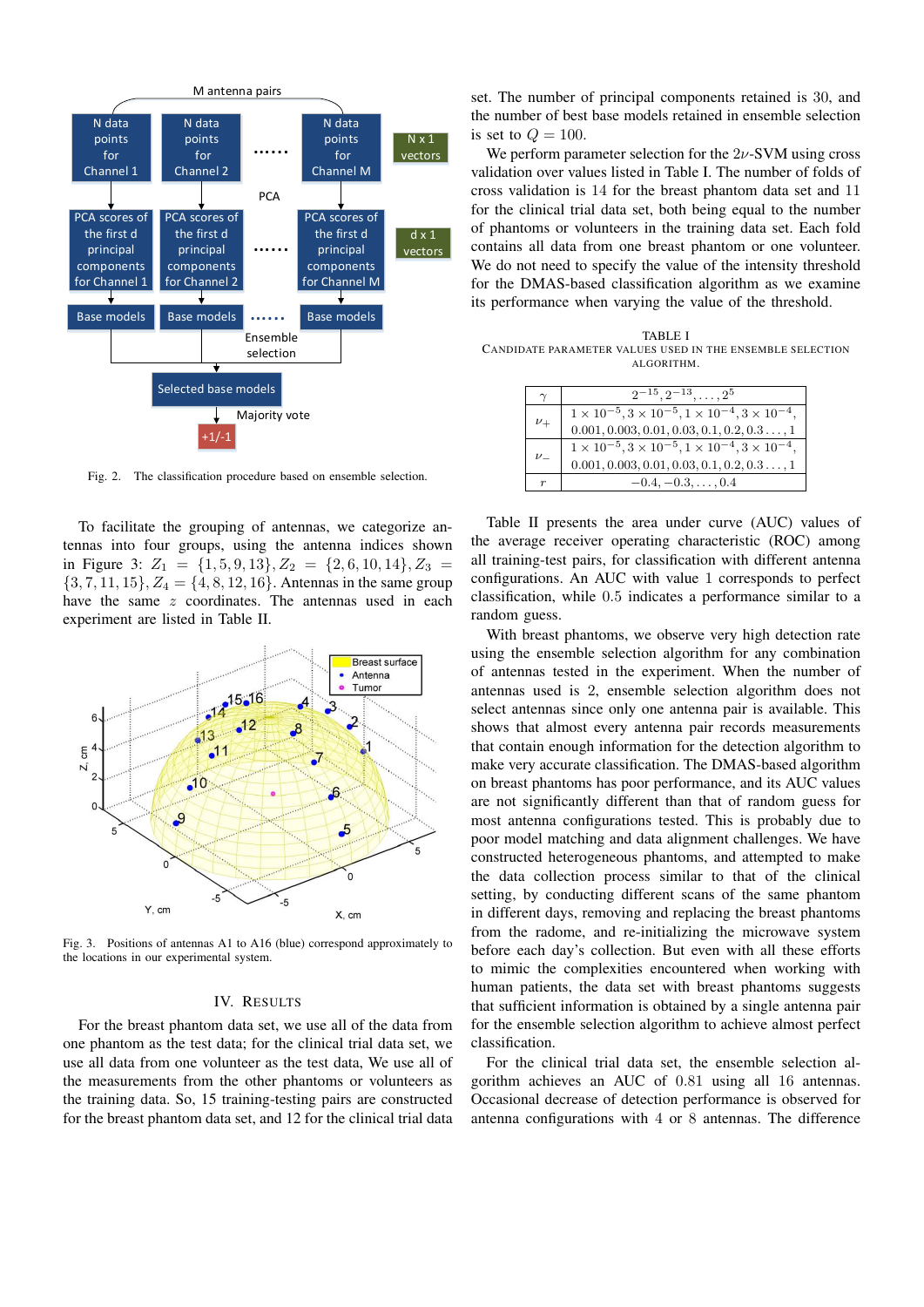Fig. 2. The classification procedure based on ensemble selection.

To facilitate the grouping of antennas, we categorize antennas into four groups, using the antenna indices shown in Figure 3: $Z_1 = \{1, 5, 9, 13\}, Z_2 = \{2, 6, 10, 14\}, Z_3 = \{3, 7, 11, 15\}, Z_4 = \{4, 8, 12, 16\}$. Antennas in the same group have the same $z$ coordinates. The antennas used in each experiment are listed in Table II.

Fig. 3. Positions of antennas A1 to A16 (blue) correspond approximately to the locations in our experimental system.

## IV. Results

For the breast phantom data set, we use all of the data from one phantom as the test data; for the clinical trial data set, we use all data from one volunteer as the test data, We use all of the measurements from the other phantoms or volunteers as the training data. So, 15 training-testing pairs are constructed for the breast phantom data set, and 12 for the clinical trial data set. The number of principal components retained is 30, and the number of best base models retained in ensemble selection is set to $Q = 100$.

We perform parameter selection for the $2\nu$-SVM using cross validation over values listed in Table I. The number of folds of cross validation is 14 for the breast phantom data set and 11 for the clinical trial data set, both being equal to the number of phantoms or volunteers in the training data set. Each fold contains all data from one breast phantom or one volunteer. We do not need to specify the value of the intensity threshold for the DMAS-based classification algorithm as we examine its performance when varying the value of the threshold.

TABLE I
Candidate parameter values used in the ensemble selection algorithm.

| | |
|---|---|
| $\gamma$ | $2^{-15}, 2^{-13}, \ldots, 2^{5}$ |
| $\nu_+$ | $1 \times 10^{-5}, 3 \times 10^{-5}, 1 \times 10^{-4}, 3 \times 10^{-4}$, $0.001, 0.003, 0.01, 0.03, 0.1, 0.2, 0.3 \ldots, 1$ |
| $\nu_-$ | $1 \times 10^{-5}, 3 \times 10^{-5}, 1 \times 10^{-4}, 3 \times 10^{-4}$, $0.001, 0.003, 0.01, 0.03, 0.1, 0.2, 0.3 \ldots, 1$ |
| $r$ | $-0.4, -0.3, \ldots, 0.4$ |

Table II presents the area under curve (AUC) values of the average receiver operating characteristic (ROC) among all training-test pairs, for classification with different antenna configurations. An AUC with value 1 corresponds to perfect classification, while 0.5 indicates a performance similar to a random guess.

With breast phantoms, we observe very high detection rate using the ensemble selection algorithm for any combination of antennas tested in the experiment. When the number of antennas used is 2, ensemble selection algorithm does not select antennas since only one antenna pair is available. This shows that almost every antenna pair records measurements that contain enough information for the detection algorithm to make very accurate classification. The DMAS-based algorithm on breast phantoms has poor performance, and its AUC values are not significantly different than that of random guess for most antenna configurations tested. This is probably due to poor model matching and data alignment challenges. We have constructed heterogeneous phantoms, and attempted to make the data collection process similar to that of the clinical setting, by conducting different scans of the same phantom in different days, removing and replacing the breast phantoms from the radome, and re-initializing the microwave system before each day's collection. But even with all these efforts to mimic the complexities encountered when working with human patients, the data set with breast phantoms suggests that sufficient information is obtained by a single antenna pair for the ensemble selection algorithm to achieve almost perfect classification.

For the clinical trial data set, the ensemble selection algorithm achieves an AUC of 0.81 using all 16 antennas. Occasional decrease of detection performance is observed for antenna configurations with 4 or 8 antennas. The difference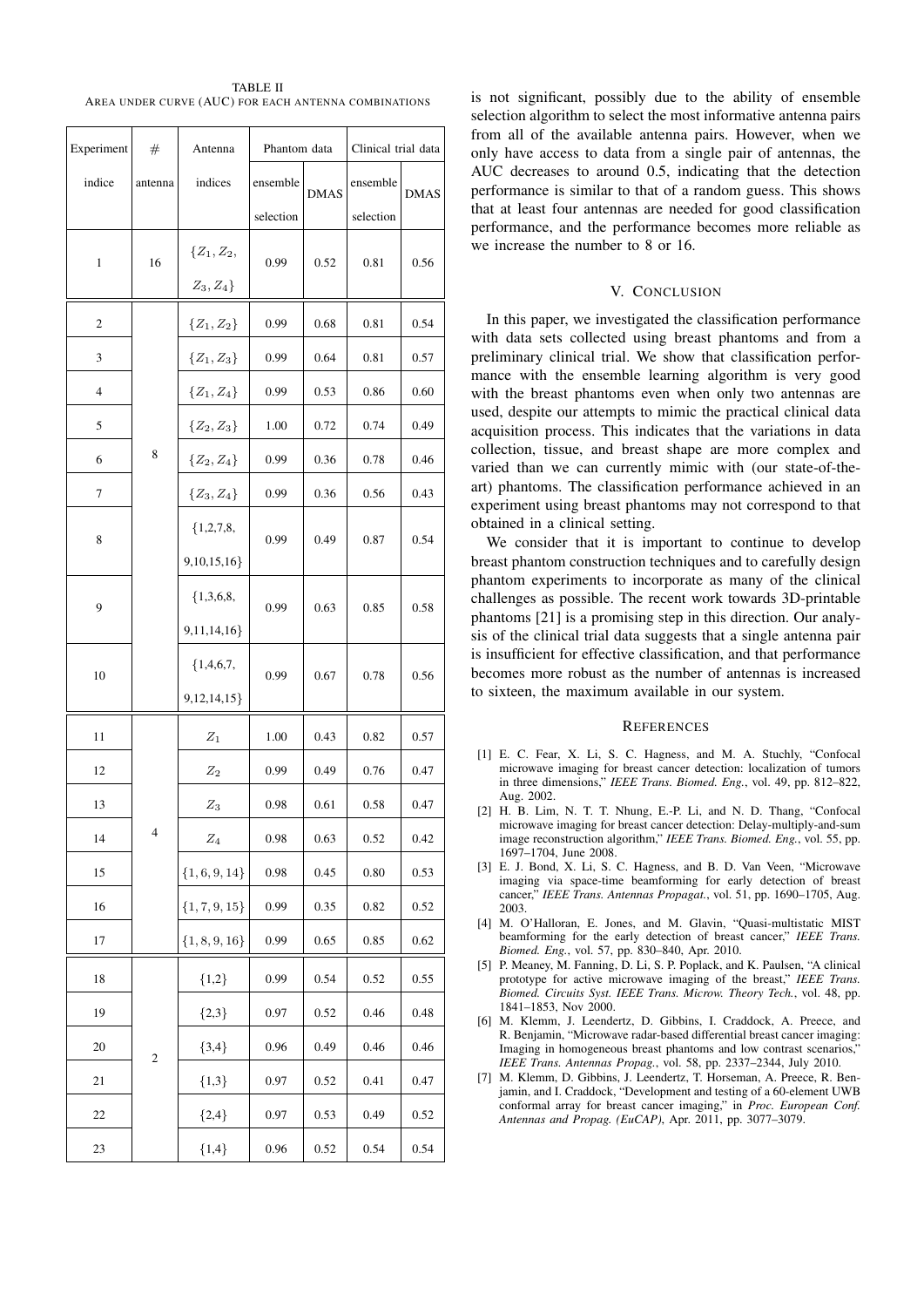TABLE II
AREA UNDER CURVE (AUC) FOR EACH ANTENNA COMBINATIONS

| Experiment indice | # antenna | Antenna indices | Phantom data | | Clinical trial data | |
|---|---|---|---|---|---|---|
| | | | ensemble selection | DMAS | ensemble selection | DMAS |
| 1 | 16 | $\{Z_1, Z_2, Z_3, Z_4\}$ | 0.99 | 0.52 | 0.81 | 0.56 |
| 2 | 8 | $\{Z_1, Z_2\}$ | 0.99 | 0.68 | 0.81 | 0.54 |
| 3 | | $\{Z_1, Z_3\}$ | 0.99 | 0.64 | 0.81 | 0.57 |
| 4 | | $\{Z_1, Z_4\}$ | 0.99 | 0.53 | 0.86 | 0.60 |
| 5 | | $\{Z_2, Z_3\}$ | 1.00 | 0.72 | 0.74 | 0.49 |
| 6 | | $\{Z_2, Z_4\}$ | 0.99 | 0.36 | 0.78 | 0.46 |
| 7 | | $\{Z_3, Z_4\}$ | 0.99 | 0.36 | 0.56 | 0.43 |
| 8 | | {1,2,7,8, 9,10,15,16} | 0.99 | 0.49 | 0.87 | 0.54 |
| 9 | | {1,3,6,8, 9,11,14,16} | 0.99 | 0.63 | 0.85 | 0.58 |
| 10 | | {1,4,6,7, 9,12,14,15} | 0.99 | 0.67 | 0.78 | 0.56 |
| 11 | 4 | $Z_1$ | 1.00 | 0.43 | 0.82 | 0.57 |
| 12 | | $Z_2$ | 0.99 | 0.49 | 0.76 | 0.47 |
| 13 | | $Z_3$ | 0.98 | 0.61 | 0.58 | 0.47 |
| 14 | | $Z_4$ | 0.98 | 0.63 | 0.52 | 0.42 |
| 15 | | $\{1, 6, 9, 14\}$ | 0.98 | 0.45 | 0.80 | 0.53 |
| 16 | | $\{1, 7, 9, 15\}$ | 0.99 | 0.35 | 0.82 | 0.52 |
| 17 | | $\{1, 8, 9, 16\}$ | 0.99 | 0.65 | 0.85 | 0.62 |
| 18 | 2 | {1,2} | 0.99 | 0.54 | 0.52 | 0.55 |
| 19 | | {2,3} | 0.97 | 0.52 | 0.46 | 0.48 |
| 20 | | {3,4} | 0.96 | 0.49 | 0.46 | 0.46 |
| 21 | | {1,3} | 0.97 | 0.52 | 0.41 | 0.47 |
| 22 | | {2,4} | 0.97 | 0.53 | 0.49 | 0.52 |
| 23 | | {1,4} | 0.96 | 0.52 | 0.54 | 0.54 |

is not significant, possibly due to the ability of ensemble selection algorithm to select the most informative antenna pairs from all of the available antenna pairs. However, when we only have access to data from a single pair of antennas, the AUC decreases to around 0.5, indicating that the detection performance is similar to that of a random guess. This shows that at least four antennas are needed for good classification performance, and the performance becomes more reliable as we increase the number to 8 or 16.

## V. CONCLUSION

In this paper, we investigated the classification performance with data sets collected using breast phantoms and from a preliminary clinical trial. We show that classification performance with the ensemble learning algorithm is very good with the breast phantoms even when only two antennas are used, despite our attempts to mimic the practical clinical data acquisition process. This indicates that the variations in data collection, tissue, and breast shape are more complex and varied than we can currently mimic with (our state-of-the-art) phantoms. The classification performance achieved in an experiment using breast phantoms may not correspond to that obtained in a clinical setting.

We consider that it is important to continue to develop breast phantom construction techniques and to carefully design phantom experiments to incorporate as many of the clinical challenges as possible. The recent work towards 3D-printable phantoms [21] is a promising step in this direction. Our analysis of the clinical trial data suggests that a single antenna pair is insufficient for effective classification, and that performance becomes more robust as the number of antennas is increased to sixteen, the maximum available in our system.

## REFERENCES

[1] E. C. Fear, X. Li, S. C. Hagness, and M. A. Stuchly, "Confocal microwave imaging for breast cancer detection: localization of tumors in three dimensions," *IEEE Trans. Biomed. Eng.*, vol. 49, pp. 812–822, Aug. 2002.

[2] H. B. Lim, N. T. T. Nhung, E.-P. Li, and N. D. Thang, "Confocal microwave imaging for breast cancer detection: Delay-multiply-and-sum image reconstruction algorithm," *IEEE Trans. Biomed. Eng.*, vol. 55, pp. 1697–1704, June 2008.

[3] E. J. Bond, X. Li, S. C. Hagness, and B. D. Van Veen, "Microwave imaging via space-time beamforming for early detection of breast cancer," *IEEE Trans. Antennas Propagat.*, vol. 51, pp. 1690–1705, Aug. 2003.

[4] M. O'Halloran, E. Jones, and M. Glavin, "Quasi-multistatic MIST beamforming for the early detection of breast cancer," *IEEE Trans. Biomed. Eng.*, vol. 57, pp. 830–840, Apr. 2010.

[5] P. Meaney, M. Fanning, D. Li, S. P. Poplack, and K. Paulsen, "A clinical prototype for active microwave imaging of the breast," *IEEE Trans. Biomed. Circuits Syst. IEEE Trans. Microw. Theory Tech.*, vol. 48, pp. 1841–1853, Nov 2000.

[6] M. Klemm, J. Leendertz, D. Gibbins, I. Craddock, A. Preece, and R. Benjamin, "Microwave radar-based differential breast cancer imaging: Imaging in homogeneous breast phantoms and low contrast scenarios," *IEEE Trans. Antennas Propag.*, vol. 58, pp. 2337–2344, July 2010.

[7] M. Klemm, D. Gibbins, J. Leendertz, T. Horseman, A. Preece, R. Benjamin, and I. Craddock, "Development and testing of a 60-element UWB conformal array for breast cancer imaging," in *Proc. European Conf. Antennas and Propag. (EuCAP)*, Apr. 2011, pp. 3077–3079.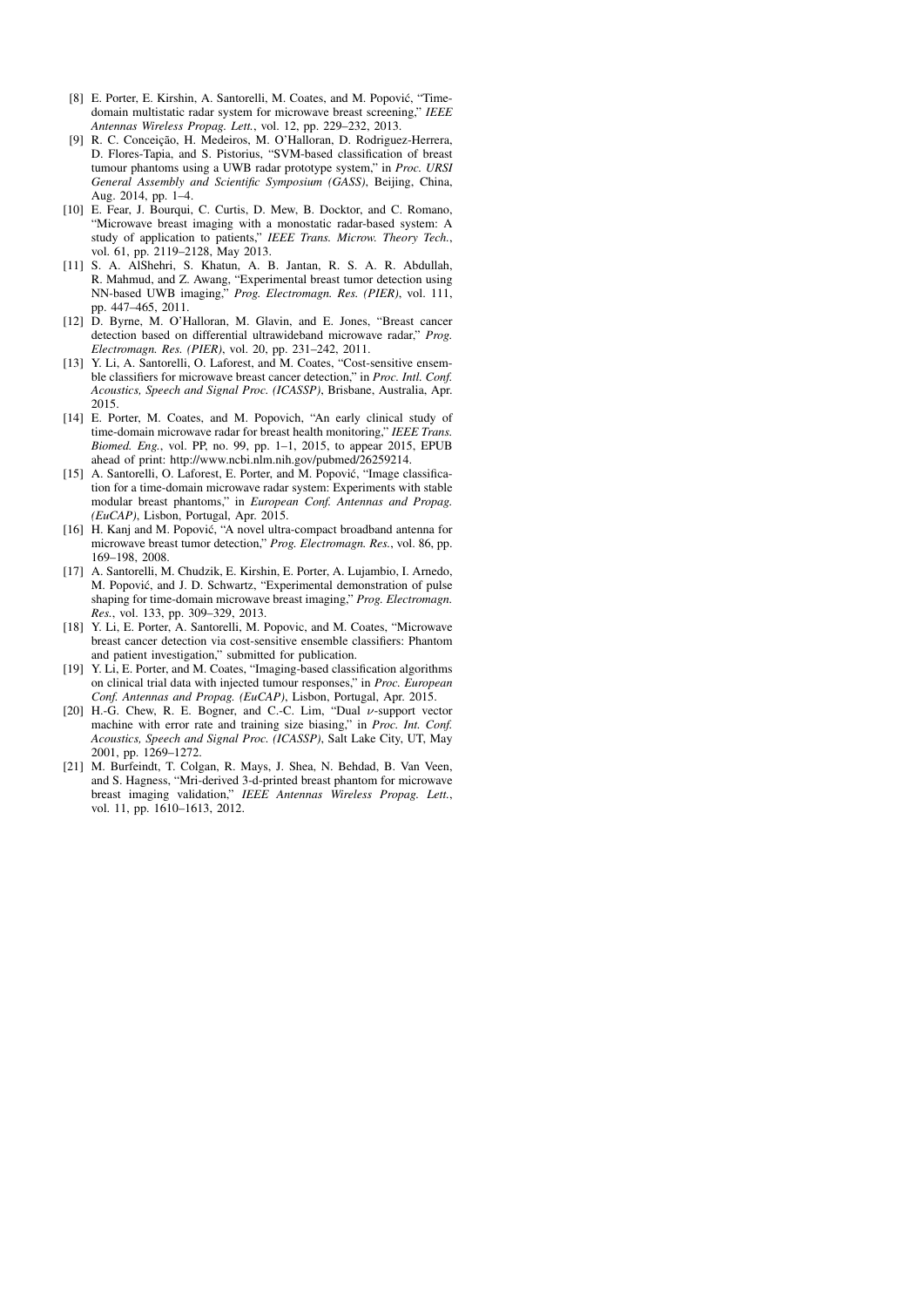[8] E. Porter, E. Kirshin, A. Santorelli, M. Coates, and M. Popović, "Time-domain multistatic radar system for microwave breast screening," *IEEE Antennas Wireless Propag. Lett.*, vol. 12, pp. 229–232, 2013.

[9] R. C. Conceição, H. Medeiros, M. O'Halloran, D. Rodriguez-Herrera, D. Flores-Tapia, and S. Pistorius, "SVM-based classification of breast tumour phantoms using a UWB radar prototype system," in *Proc. URSI General Assembly and Scientific Symposium (GASS)*, Beijing, China, Aug. 2014, pp. 1–4.

[10] E. Fear, J. Bourqui, C. Curtis, D. Mew, B. Docktor, and C. Romano, "Microwave breast imaging with a monostatic radar-based system: A study of application to patients," *IEEE Trans. Microw. Theory Tech.*, vol. 61, pp. 2119–2128, May 2013.

[11] S. A. AlShehri, S. Khatun, A. B. Jantan, R. S. A. R. Abdullah, R. Mahmud, and Z. Awang, "Experimental breast tumor detection using NN-based UWB imaging," *Prog. Electromagn. Res. (PIER)*, vol. 111, pp. 447–465, 2011.

[12] D. Byrne, M. O'Halloran, M. Glavin, and E. Jones, "Breast cancer detection based on differential ultrawideband microwave radar," *Prog. Electromagn. Res. (PIER)*, vol. 20, pp. 231–242, 2011.

[13] Y. Li, A. Santorelli, O. Laforest, and M. Coates, "Cost-sensitive ensemble classifiers for microwave breast cancer detection," in *Proc. Intl. Conf. Acoustics, Speech and Signal Proc. (ICASSP)*, Brisbane, Australia, Apr. 2015.

[14] E. Porter, M. Coates, and M. Popovich, "An early clinical study of time-domain microwave radar for breast health monitoring," *IEEE Trans. Biomed. Eng.*, vol. PP, no. 99, pp. 1–1, 2015, to appear 2015, EPUB ahead of print: http://www.ncbi.nlm.nih.gov/pubmed/26259214.

[15] A. Santorelli, O. Laforest, E. Porter, and M. Popović, "Image classification for a time-domain microwave radar system: Experiments with stable modular breast phantoms," in *European Conf. Antennas and Propag. (EuCAP)*, Lisbon, Portugal, Apr. 2015.

[16] H. Kanj and M. Popović, "A novel ultra-compact broadband antenna for microwave breast tumor detection," *Prog. Electromagn. Res.*, vol. 86, pp. 169–198, 2008.

[17] A. Santorelli, M. Chudzik, E. Kirshin, E. Porter, A. Lujambio, I. Arnedo, M. Popović, and J. D. Schwartz, "Experimental demonstration of pulse shaping for time-domain microwave breast imaging," *Prog. Electromagn. Res.*, vol. 133, pp. 309–329, 2013.

[18] Y. Li, E. Porter, A. Santorelli, M. Popovic, and M. Coates, "Microwave breast cancer detection via cost-sensitive ensemble classifiers: Phantom and patient investigation," submitted for publication.

[19] Y. Li, E. Porter, and M. Coates, "Imaging-based classification algorithms on clinical trial data with injected tumour responses," in *Proc. European Conf. Antennas and Propag. (EuCAP)*, Lisbon, Portugal, Apr. 2015.

[20] H.-G. Chew, R. E. Bogner, and C.-C. Lim, "Dual $\nu$-support vector machine with error rate and training size biasing," in *Proc. Int. Conf. Acoustics, Speech and Signal Proc. (ICASSP)*, Salt Lake City, UT, May 2001, pp. 1269–1272.

[21] M. Burfeindt, T. Colgan, R. Mays, J. Shea, N. Behdad, B. Van Veen, and S. Hagness, "Mri-derived 3-d-printed breast phantom for microwave breast imaging validation," *IEEE Antennas Wireless Propag. Lett.*, vol. 11, pp. 1610–1613, 2012.